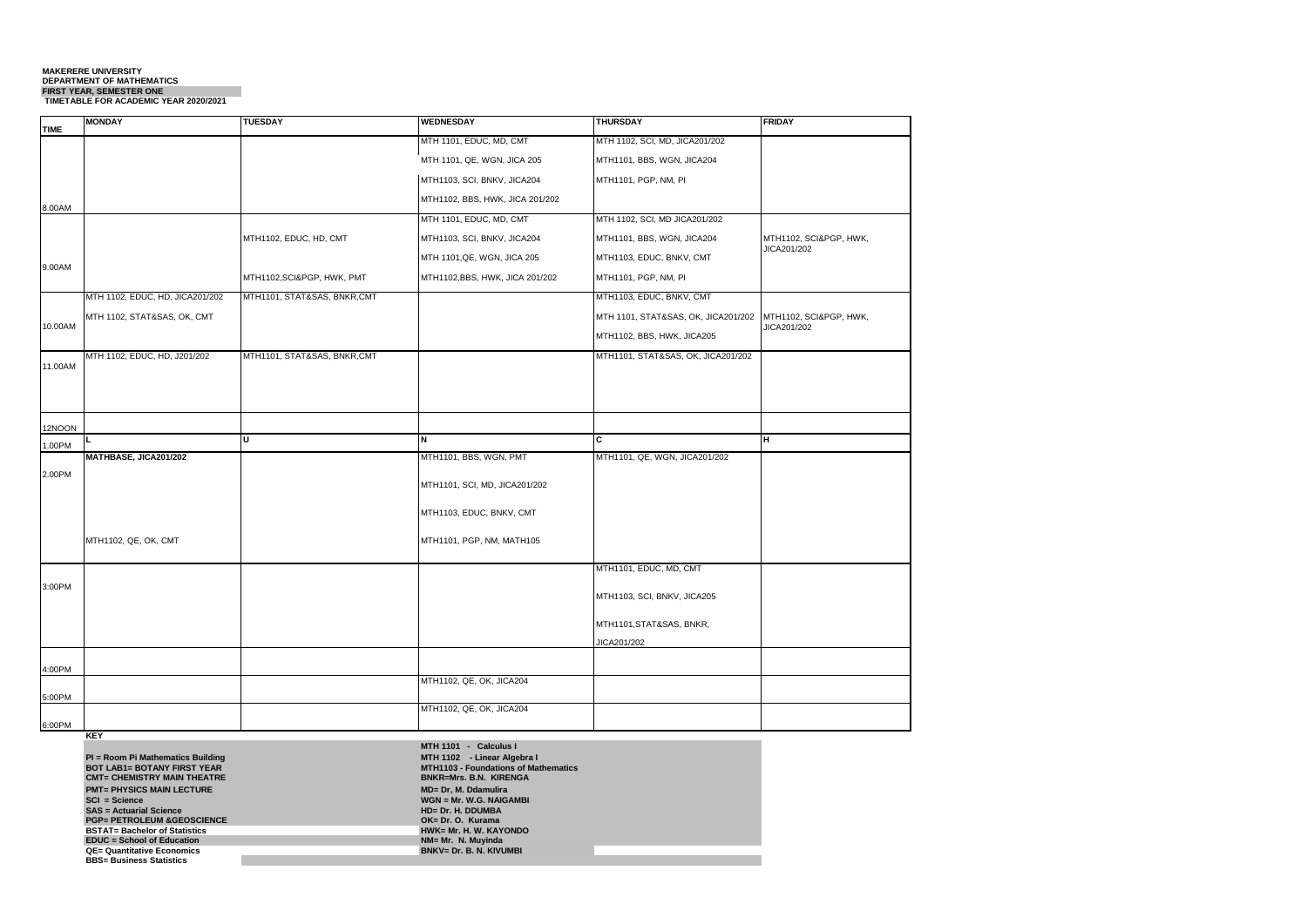**MAKERERE UNIVERSITY**
**DEPARTMENT OF MATHEMATICS**
**FIRST YEAR, SEMESTER ONE**
**TIMETABLE FOR ACADEMIC YEAR 2020/2021**

| TIME | MONDAY | TUESDAY | WEDNESDAY | THURSDAY | FRIDAY |
|---|---|---|---|---|---|
| 8.00AM | | | MTH 1101, EDUC, MD, CMT<br>MTH 1101, QE, WGN, JICA 205<br>MTH1103, SCI, BNKV, JICA204<br>MTH1102, BBS, HWK, JICA 201/202 | MTH 1102, SCI, MD, JICA201/202<br>MTH1101, BBS, WGN, JICA204<br>MTH1101, PGP, NM, PI | |
| 9.00AM | | MTH1102, EDUC, HD, CMT<br>MTH1102,SCI&PGP, HWK, PMT | MTH 1101, EDUC, MD, CMT<br>MTH1103, SCI, BNKV, JICA204<br>MTH 1101,QE, WGN, JICA 205<br>MTH1102,BBS, HWK, JICA 201/202 | MTH 1102, SCI, MD JICA201/202<br>MTH1101, BBS, WGN, JICA204<br>MTH1103, EDUC, BNKV, CMT<br>MTH1101, PGP, NM, PI | MTH1102, SCI&PGP, HWK, JICA201/202 |
| 10.00AM | MTH 1102, EDUC, HD, JICA201/202<br>MTH 1102, STAT&SAS, OK, CMT | MTH1101, STAT&SAS, BNKR,CMT | | MTH1103, EDUC, BNKV, CMT<br>MTH 1101, STAT&SAS, OK, JICA201/202<br>MTH1102, BBS, HWK, JICA205 | MTH1102, SCI&PGP, HWK, JICA201/202 |
| 11.00AM | MTH 1102, EDUC, HD, J201/202 | MTH1101, STAT&SAS, BNKR,CMT | | MTH1101, STAT&SAS, OK, JICA201/202 | |
| 12NOON | | | | | |
| 1.00PM | L | U | N | C | H |
| 2.00PM | **MATHBASE, JICA201/202**<br>MTH1102, QE, OK, CMT | | MTH1101, BBS, WGN, PMT<br>MTH1101, SCI, MD, JICA201/202<br>MTH1103, EDUC, BNKV, CMT<br>MTH1101, PGP, NM, MATH105 | MTH1101, QE, WGN, JICA201/202 | |
| 3:00PM | | | | MTH1101, EDUC, MD, CMT<br>MTH1103, SCI, BNKV, JICA205<br>MTH1101,STAT&SAS, BNKR, JICA201/202 | |
| 4:00PM | | | | | |
| 5:00PM | | | MTH1102, QE, OK, JICA204 | | |
| 6:00PM | | | MTH1102, QE, OK, JICA204 | | |

**KEY**

**PI = Room Pi Mathematics Building**
**BOT LAB1= BOTANY FIRST YEAR**
**CMT= CHEMISTRY MAIN THEATRE**
**PMT= PHYSICS MAIN LECTURE**
**SCI = Science**
**SAS = Actuarial Science**
**PGP= PETROLEUM &GEOSCIENCE**
**BSTAT= Bachelor of Statistics**
**EDUC = School of Education**
**QE= Quantitative Economics**
**BBS= Business Statistics**

**MTH 1101 - Calculus I**
**MTH 1102 - Linear Algebra I**
**MTH1103 - Foundations of Mathematics**
**BNKR=Mrs. B.N. KIRENGA**
**MD= Dr, M. Ddamulira**
**WGN = Mr. W.G. NAIGAMBI**
**HD= Dr. H. DDUMBA**
**OK= Dr. O. Kurama**
**HWK= Mr. H. W. KAYONDO**
**NM= Mr. N. Muyinda**
**BNKV= Dr. B. N. KIVUMBI**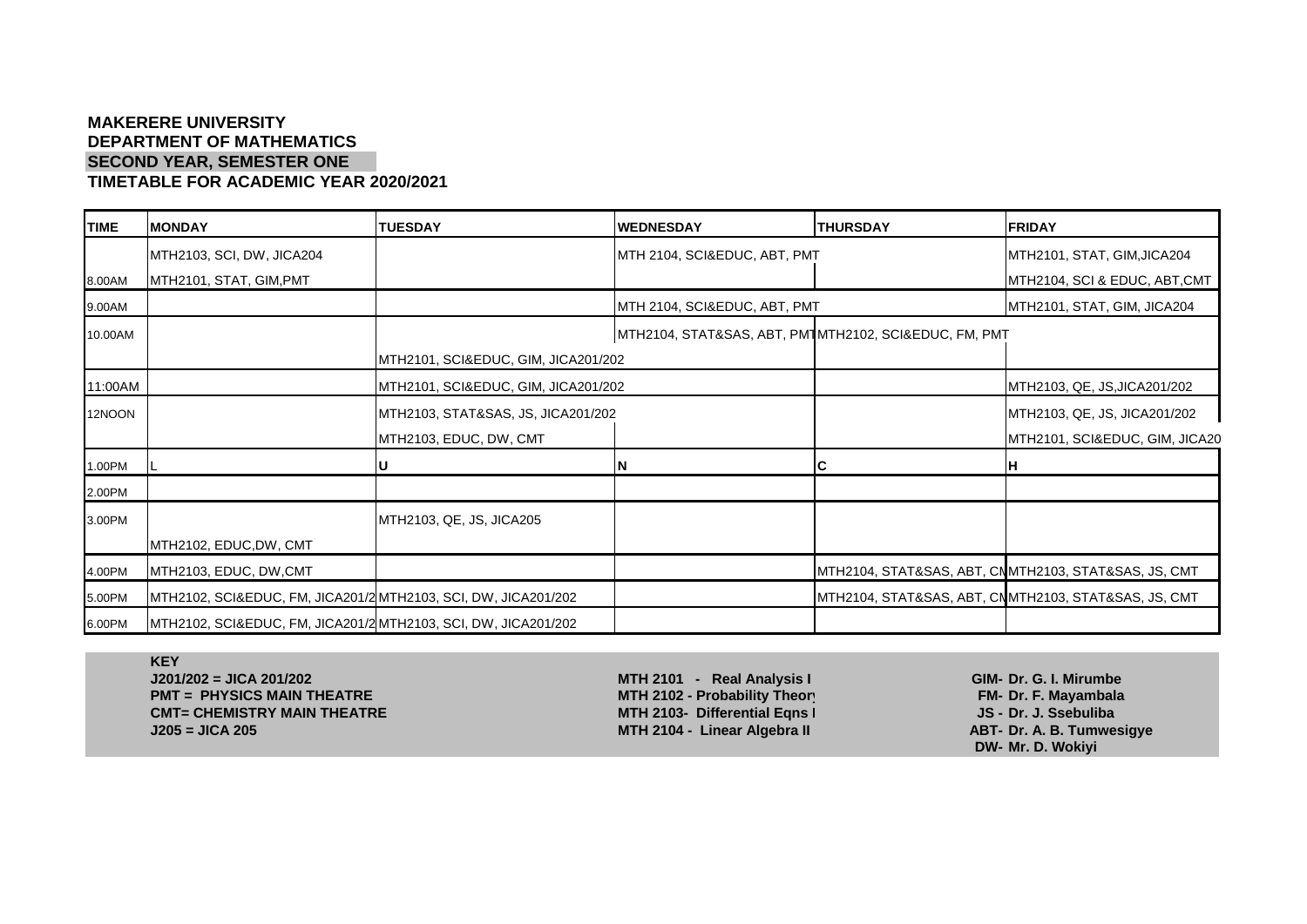**MAKERERE UNIVERSITY**
**DEPARTMENT OF MATHEMATICS**
**SECOND YEAR, SEMESTER ONE**
**TIMETABLE FOR ACADEMIC YEAR 2020/2021**

| TIME | MONDAY | TUESDAY | WEDNESDAY | THURSDAY | FRIDAY |
|---|---|---|---|---|---|
| 8.00AM | MTH2103, SCI, DW, JICA204<br>MTH2101, STAT, GIM,PMT | | MTH 2104, SCI&EDUC, ABT, PMT | | MTH2101, STAT, GIM,JICA204<br>MTH2104, SCI & EDUC, ABT,CMT |
| 9.00AM | | | MTH 2104, SCI&EDUC, ABT, PMT | | MTH2101, STAT, GIM, JICA204 |
| 10.00AM | | MTH2101, SCI&EDUC, GIM, JICA201/202 | MTH2104, STAT&SAS, ABT, PMT | MTH2102, SCI&EDUC, FM, PMT | |
| 11:00AM | | MTH2101, SCI&EDUC, GIM, JICA201/202 | | | MTH2103, QE, JS,JICA201/202 |
| 12NOON | | MTH2103, STAT&SAS, JS, JICA201/202<br>MTH2103, EDUC, DW, CMT | | | MTH2103, QE, JS, JICA201/202<br>MTH2101, SCI&EDUC, GIM, JICA20 |
| 1.00PM | L | U | N | C | H |
| 2.00PM | | | | | |
| 3.00PM | MTH2102, EDUC,DW, CMT | MTH2103, QE, JS, JICA205 | | | |
| 4.00PM | MTH2103, EDUC, DW,CMT | | | MTH2104, STAT&SAS, ABT, CMT | MTH2103, STAT&SAS, JS, CMT |
| 5.00PM | MTH2102, SCI&EDUC, FM, JICA201/202 | MTH2103, SCI, DW, JICA201/202 | | MTH2104, STAT&SAS, ABT, CMT | MTH2103, STAT&SAS, JS, CMT |
| 6.00PM | MTH2102, SCI&EDUC, FM, JICA201/202 | MTH2103, SCI, DW, JICA201/202 | | | |

**KEY**

| | | |
|---|---|---|
| **J201/202 = JICA 201/202** | **MTH 2101 - Real Analysis I** | **GIM- Dr. G. I. Mirumbe** |
| **PMT = PHYSICS MAIN THEATRE** | **MTH 2102 - Probability Theory** | **FM- Dr. F. Mayambala** |
| **CMT= CHEMISTRY MAIN THEATRE** | **MTH 2103- Differential Eqns I** | **JS - Dr. J. Ssebuliba** |
| **J205 = JICA 205** | **MTH 2104 - Linear Algebra II** | **ABT- Dr. A. B. Tumwesigye** |
| | | **DW- Mr. D. Wokiyi** |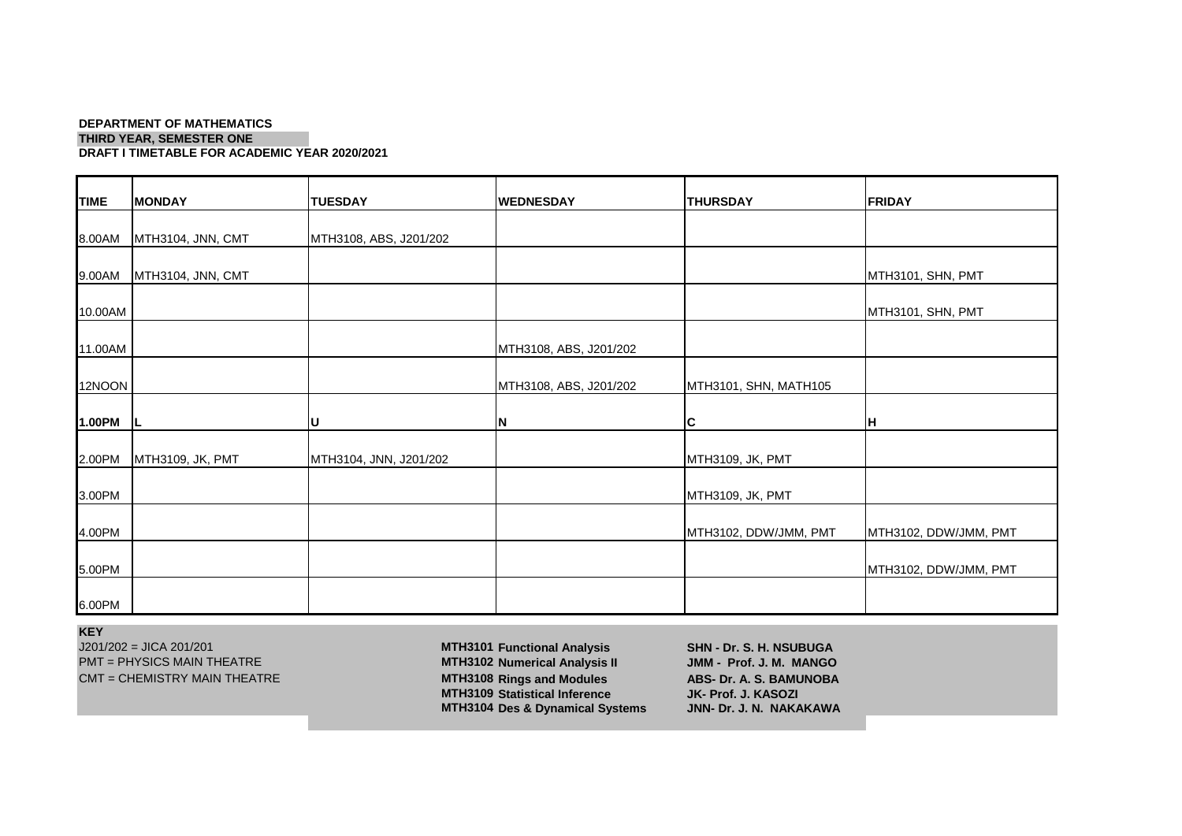**DEPARTMENT OF MATHEMATICS**
**THIRD YEAR, SEMESTER ONE**
**DRAFT I TIMETABLE FOR ACADEMIC YEAR 2020/2021**

| TIME | MONDAY | TUESDAY | WEDNESDAY | THURSDAY | FRIDAY |
|---|---|---|---|---|---|
| 8.00AM | MTH3104, JNN, CMT | MTH3108, ABS, J201/202 | | | |
| 9.00AM | MTH3104, JNN, CMT | | | | MTH3101, SHN, PMT |
| 10.00AM | | | | | MTH3101, SHN, PMT |
| 11.00AM | | | MTH3108, ABS, J201/202 | | |
| 12NOON | | | MTH3108, ABS, J201/202 | MTH3101, SHN, MATH105 | |
| **1.00PM** | **L** | **U** | **N** | **C** | **H** |
| 2.00PM | MTH3109, JK, PMT | MTH3104, JNN, J201/202 | | MTH3109, JK, PMT | |
| 3.00PM | | | | MTH3109, JK, PMT | |
| 4.00PM | | | | MTH3102, DDW/JMM, PMT | MTH3102, DDW/JMM, PMT |
| 5.00PM | | | | | MTH3102, DDW/JMM, PMT |
| 6.00PM | | | | | |

**KEY**

J201/202 = JICA 201/201
PMT = PHYSICS MAIN THEATRE
CMT = CHEMISTRY MAIN THEATRE

**MTH3101 Functional Analysis**
**MTH3102 Numerical Analysis II**
**MTH3108 Rings and Modules**
**MTH3109 Statistical Inference**
**MTH3104 Des & Dynamical Systems**

**SHN - Dr. S. H. NSUBUGA**
**JMM - Prof. J. M. MANGO**
**ABS- Dr. A. S. BAMUNOBA**
**JK- Prof. J. KASOZI**
**JNN- Dr. J. N. NAKAKAWA**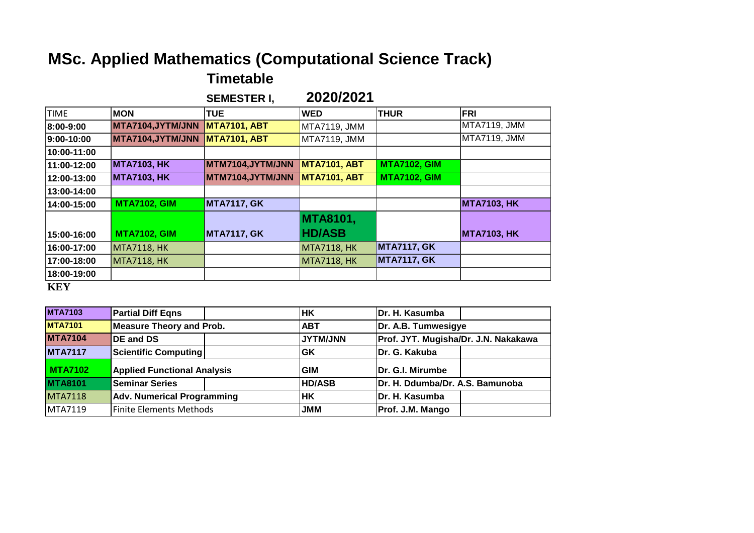# MSc. Applied Mathematics (Computational Science Track)

## Timetable

### SEMESTER I, 2020/2021

| TIME | MON | TUE | WED | THUR | FRI |
|---|---|---|---|---|---|
| 8:00-9:00 | MTA7104,JYTM/JNN | MTA7101, ABT | MTA7119, JMM | | MTA7119, JMM |
| 9:00-10:00 | MTA7104,JYTM/JNN | MTA7101, ABT | MTA7119, JMM | | MTA7119, JMM |
| 10:00-11:00 | | | | | |
| 11:00-12:00 | MTA7103, HK | MTM7104,JYTM/JNN | MTA7101, ABT | MTA7102, GIM | |
| 12:00-13:00 | MTA7103, HK | MTM7104,JYTM/JNN | MTA7101, ABT | MTA7102, GIM | |
| 13:00-14:00 | | | | | |
| 14:00-15:00 | MTA7102, GIM | MTA7117, GK | | | MTA7103, HK |
| 15:00-16:00 | MTA7102, GIM | MTA7117, GK | MTA8101, HD/ASB | | MTA7103, HK |
| 16:00-17:00 | MTA7118, HK | | MTA7118, HK | MTA7117, GK | |
| 17:00-18:00 | MTA7118, HK | | MTA7118, HK | MTA7117, GK | |
| 18:00-19:00 | | | | | |

**KEY**

| Code | Course | | Initials | Lecturer | |
|---|---|---|---|---|---|
| MTA7103 | Partial Diff Eqns | | HK | Dr. H. Kasumba | |
| MTA7101 | Measure Theory and Prob. | | ABT | Dr. A.B. Tumwesigye | |
| MTA7104 | DE and DS | | JYTM/JNN | Prof. JYT. Mugisha/Dr. J.N. Nakakawa | |
| MTA7117 | Scientific Computing | | GK | Dr. G. Kakuba | |
| MTA7102 | Applied Functional Analysis | | GIM | Dr. G.I. Mirumbe | |
| MTA8101 | Seminar Series | | HD/ASB | Dr. H. Ddumba/Dr. A.S. Bamunoba | |
| MTA7118 | Adv. Numerical Programming | | HK | Dr. H. Kasumba | |
| MTA7119 | Finite Elements Methods | | JMM | Prof. J.M. Mango | |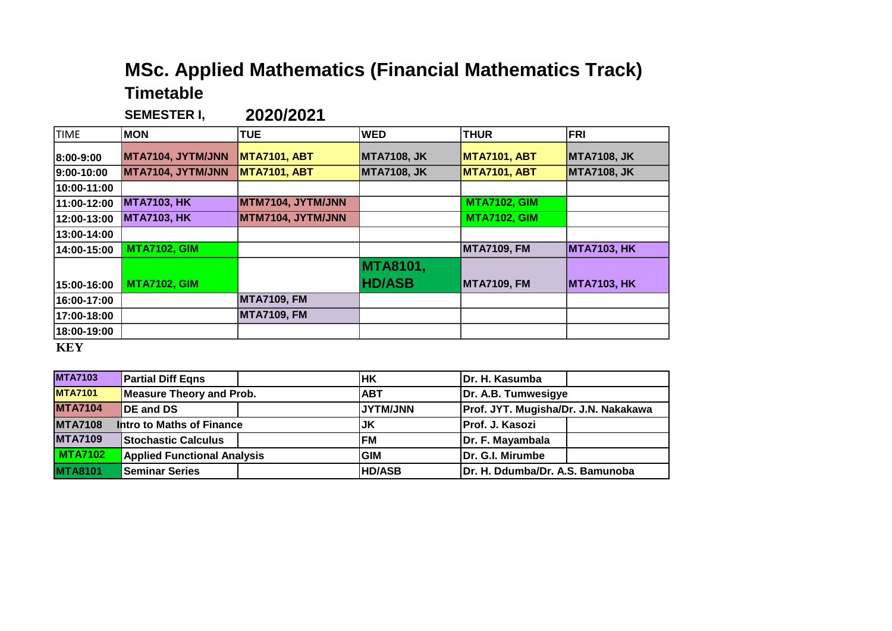# MSc. Applied Mathematics (Financial Mathematics Track)

## Timetable

**SEMESTER I, 2020/2021**

| TIME | MON | TUE | WED | THUR | FRI |
|---|---|---|---|---|---|
| 8:00-9:00 | MTA7104, JYTM/JNN | MTA7101, ABT | MTA7108, JK | MTA7101, ABT | MTA7108, JK |
| 9:00-10:00 | MTA7104, JYTM/JNN | MTA7101, ABT | MTA7108, JK | MTA7101, ABT | MTA7108, JK |
| 10:00-11:00 | | | | | |
| 11:00-12:00 | MTA7103, HK | MTM7104, JYTM/JNN | | MTA7102, GIM | |
| 12:00-13:00 | MTA7103, HK | MTM7104, JYTM/JNN | | MTA7102, GIM | |
| 13:00-14:00 | | | | | |
| 14:00-15:00 | MTA7102, GIM | | | MTA7109, FM | MTA7103, HK |
| 15:00-16:00 | MTA7102, GIM | | MTA8101, HD/ASB | MTA7109, FM | MTA7103, HK |
| 16:00-17:00 | | MTA7109, FM | | | |
| 17:00-18:00 | | MTA7109, FM | | | |
| 18:00-19:00 | | | | | |

**KEY**

| Code | Course | Initials | Lecturer |
|---|---|---|---|
| MTA7103 | Partial Diff Eqns | HK | Dr. H. Kasumba |
| MTA7101 | Measure Theory and Prob. | ABT | Dr. A.B. Tumwesigye |
| MTA7104 | DE and DS | JYTM/JNN | Prof. JYT. Mugisha/Dr. J.N. Nakakawa |
| MTA7108 | Intro to Maths of Finance | JK | Prof. J. Kasozi |
| MTA7109 | Stochastic Calculus | FM | Dr. F. Mayambala |
| MTA7102 | Applied Functional Analysis | GIM | Dr. G.I. Mirumbe |
| MTA8101 | Seminar Series | HD/ASB | Dr. H. Ddumba/Dr. A.S. Bamunoba |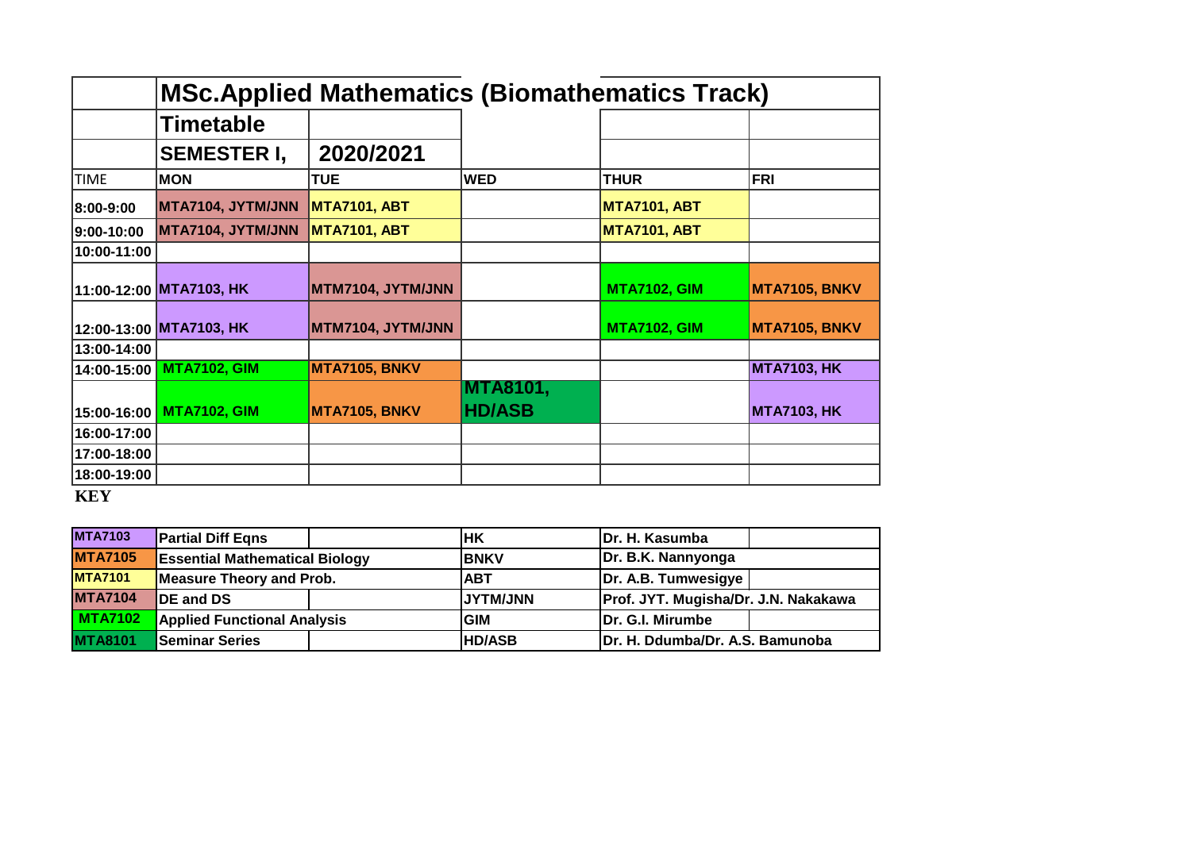# MSc.Applied Mathematics (Biomathematics Track)

## Timetable

## SEMESTER I, 2020/2021

| TIME | MON | TUE | WED | THUR | FRI |
|---|---|---|---|---|---|
| 8:00-9:00 | MTA7104, JYTM/JNN | MTA7101, ABT | | MTA7101, ABT | |
| 9:00-10:00 | MTA7104, JYTM/JNN | MTA7101, ABT | | MTA7101, ABT | |
| 10:00-11:00 | | | | | |
| 11:00-12:00 | MTA7103, HK | MTM7104, JYTM/JNN | | MTA7102, GIM | MTA7105, BNKV |
| 12:00-13:00 | MTA7103, HK | MTM7104, JYTM/JNN | | MTA7102, GIM | MTA7105, BNKV |
| 13:00-14:00 | | | | | |
| 14:00-15:00 | MTA7102, GIM | MTA7105, BNKV | | | MTA7103, HK |
| 15:00-16:00 | MTA7102, GIM | MTA7105, BNKV | MTA8101, HD/ASB | | MTA7103, HK |
| 16:00-17:00 | | | | | |
| 17:00-18:00 | | | | | |
| 18:00-19:00 | | | | | |

**KEY**

| Code | Course | Initials | Lecturer |
|---|---|---|---|
| MTA7103 | Partial Diff Eqns | HK | Dr. H. Kasumba |
| MTA7105 | Essential Mathematical Biology | BNKV | Dr. B.K. Nannyonga |
| MTA7101 | Measure Theory and Prob. | ABT | Dr. A.B. Tumwesigye |
| MTA7104 | DE and DS | JYTM/JNN | Prof. JYT. Mugisha/Dr. J.N. Nakakawa |
| MTA7102 | Applied Functional Analysis | GIM | Dr. G.I. Mirumbe |
| MTA8101 | Seminar Series | HD/ASB | Dr. H. Ddumba/Dr. A.S. Bamunoba |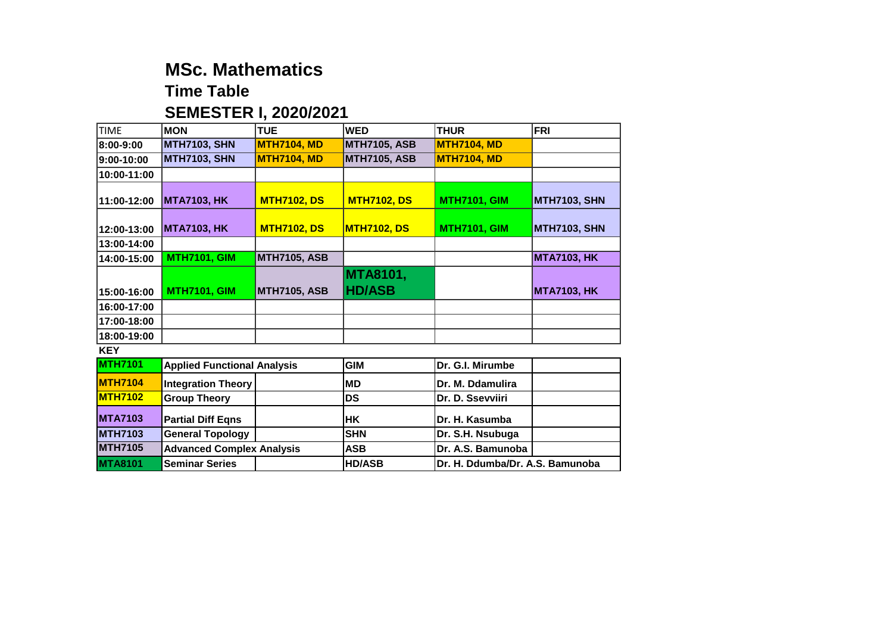# MSc. Mathematics

## Time Table

## SEMESTER I, 2020/2021

| TIME | MON | TUE | WED | THUR | FRI |
|---|---|---|---|---|---|
| 8:00-9:00 | MTH7103, SHN | MTH7104, MD | MTH7105, ASB | MTH7104, MD | |
| 9:00-10:00 | MTH7103, SHN | MTH7104, MD | MTH7105, ASB | MTH7104, MD | |
| 10:00-11:00 | | | | | |
| 11:00-12:00 | MTA7103, HK | MTH7102, DS | MTH7102, DS | MTH7101, GIM | MTH7103, SHN |
| 12:00-13:00 | MTA7103, HK | MTH7102, DS | MTH7102, DS | MTH7101, GIM | MTH7103, SHN |
| 13:00-14:00 | | | | | |
| 14:00-15:00 | MTH7101, GIM | MTH7105, ASB | | | MTA7103, HK |
| 15:00-16:00 | MTH7101, GIM | MTH7105, ASB | MTA8101, HD/ASB | | MTA7103, HK |
| 16:00-17:00 | | | | | |
| 17:00-18:00 | | | | | |
| 18:00-19:00 | | | | | |

**KEY**

| | | | |
|---|---|---|---|
| MTH7101 | Applied Functional Analysis | GIM | Dr. G.I. Mirumbe |
| MTH7104 | Integration Theory | MD | Dr. M. Ddamulira |
| MTH7102 | Group Theory | DS | Dr. D. Ssevviiri |
| MTA7103 | Partial Diff Eqns | HK | Dr. H. Kasumba |
| MTH7103 | General Topology | SHN | Dr. S.H. Nsubuga |
| MTH7105 | Advanced Complex Analysis | ASB | Dr. A.S. Bamunoba |
| MTA8101 | Seminar Series | HD/ASB | Dr. H. Ddumba/Dr. A.S. Bamunoba |